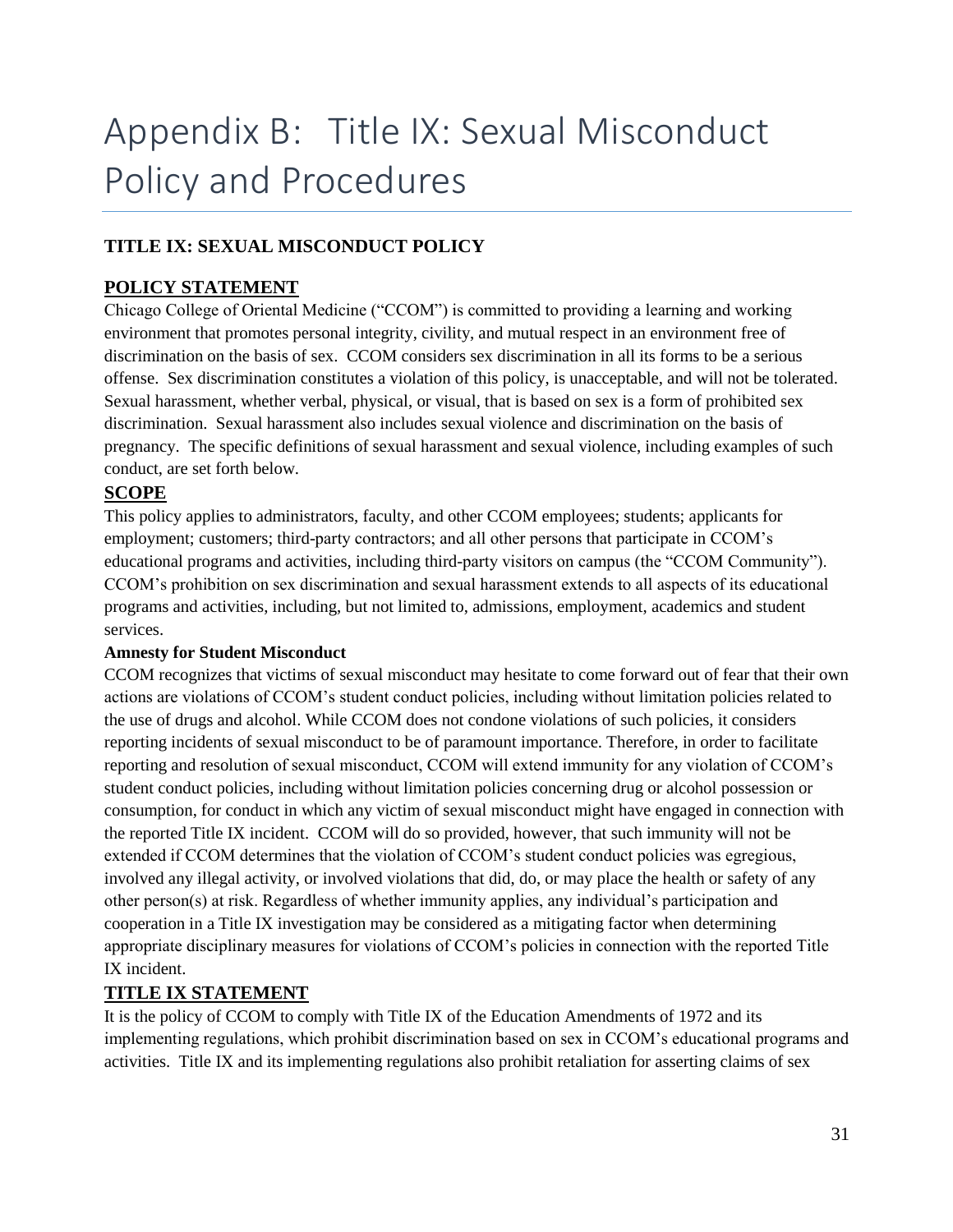# Appendix B: Title IX: Sexual Misconduct Policy and Procedures

## TITLE IX: SEXUAL MISCONDUCT POLICY

### POLICY STATEMENT

Chicago College of Oriental Medicine ("CCOM") is committed to providing a learning and working environment that promotes personal integrity, civility, and mutual respect in an environment free of discrimination on the basis of sex. CCOM considers sex discrimination in all its forms to be a serious offense. Sex discrimination constitutes a violation of this policy, is unacceptable, and will not be tolerated. Sexual harassment, whether verbal, physical, or visual, that is based on sex is a form of prohibited sex discrimination. Sexual harassment also includes sexual violence and discrimination on the basis of pregnancy. The specific definitions of sexual harassment and sexual violence, including examples of such conduct, are set forth below.

### SCOPE

This policy applies to administrators, faculty, and other CCOM employees; students; applicants for employment; customers; third-party contractors; and all other persons that participate in CCOM's educational programs and activities, including third-party visitors on campus (the "CCOM Community"). CCOM's prohibition on sex discrimination and sexual harassment extends to all aspects of its educational programs and activities, including, but not limited to, admissions, employment, academics and student services.

**Amnesty for Student Misconduct**

CCOM recognizes that victims of sexual misconduct may hesitate to come forward out of fear that their own actions are violations of CCOM's student conduct policies, including without limitation policies related to the use of drugs and alcohol. While CCOM does not condone violations of such policies, it considers reporting incidents of sexual misconduct to be of paramount importance. Therefore, in order to facilitate reporting and resolution of sexual misconduct, CCOM will extend immunity for any violation of CCOM's student conduct policies, including without limitation policies concerning drug or alcohol possession or consumption, for conduct in which any victim of sexual misconduct might have engaged in connection with the reported Title IX incident. CCOM will do so provided, however, that such immunity will not be extended if CCOM determines that the violation of CCOM's student conduct policies was egregious, involved any illegal activity, or involved violations that did, do, or may place the health or safety of any other person(s) at risk. Regardless of whether immunity applies, any individual's participation and cooperation in a Title IX investigation may be considered as a mitigating factor when determining appropriate disciplinary measures for violations of CCOM's policies in connection with the reported Title IX incident.

### TITLE IX STATEMENT

It is the policy of CCOM to comply with Title IX of the Education Amendments of 1972 and its implementing regulations, which prohibit discrimination based on sex in CCOM's educational programs and activities. Title IX and its implementing regulations also prohibit retaliation for asserting claims of sex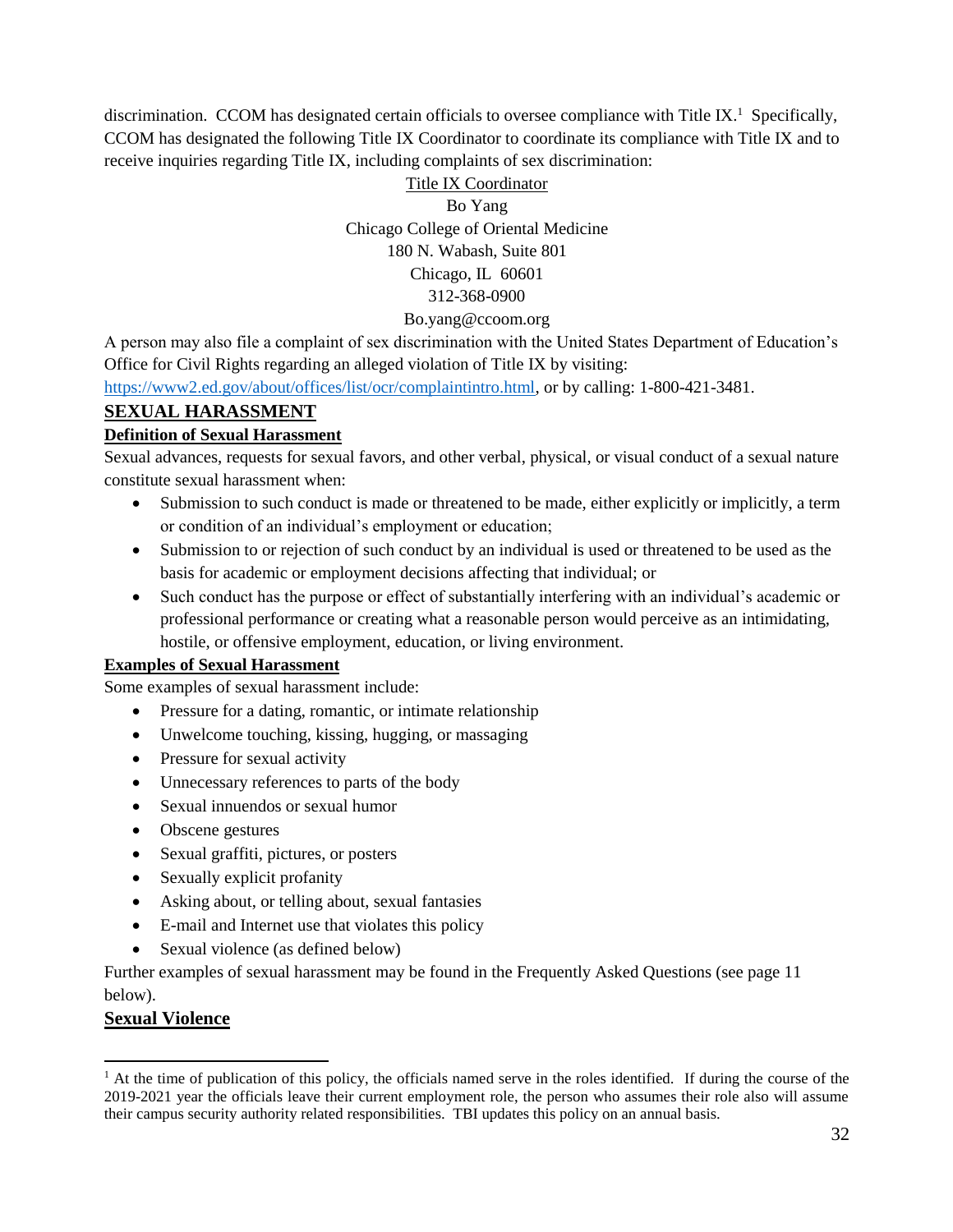discrimination. CCOM has designated certain officials to oversee compliance with Title IX.[1] Specifically, CCOM has designated the following Title IX Coordinator to coordinate its compliance with Title IX and to receive inquiries regarding Title IX, including complaints of sex discrimination:

<u>Title IX Coordinator</u>
Bo Yang
Chicago College of Oriental Medicine
180 N. Wabash, Suite 801
Chicago, IL 60601
312-368-0900
Bo.yang@ccoom.org

A person may also file a complaint of sex discrimination with the United States Department of Education's Office for Civil Rights regarding an alleged violation of Title IX by visiting: https://www2.ed.gov/about/offices/list/ocr/complaintintro.html, or by calling: 1-800-421-3481.

## SEXUAL HARASSMENT

### Definition of Sexual Harassment

Sexual advances, requests for sexual favors, and other verbal, physical, or visual conduct of a sexual nature constitute sexual harassment when:

- Submission to such conduct is made or threatened to be made, either explicitly or implicitly, a term or condition of an individual's employment or education;
- Submission to or rejection of such conduct by an individual is used or threatened to be used as the basis for academic or employment decisions affecting that individual; or
- Such conduct has the purpose or effect of substantially interfering with an individual's academic or professional performance or creating what a reasonable person would perceive as an intimidating, hostile, or offensive employment, education, or living environment.

### Examples of Sexual Harassment

Some examples of sexual harassment include:

- Pressure for a dating, romantic, or intimate relationship
- Unwelcome touching, kissing, hugging, or massaging
- Pressure for sexual activity
- Unnecessary references to parts of the body
- Sexual innuendos or sexual humor
- Obscene gestures
- Sexual graffiti, pictures, or posters
- Sexually explicit profanity
- Asking about, or telling about, sexual fantasies
- E-mail and Internet use that violates this policy
- Sexual violence (as defined below)

Further examples of sexual harassment may be found in the Frequently Asked Questions (see page 11 below).

### Sexual Violence

[1] At the time of publication of this policy, the officials named serve in the roles identified. If during the course of the 2019-2021 year the officials leave their current employment role, the person who assumes their role also will assume their campus security authority related responsibilities. TBI updates this policy on an annual basis.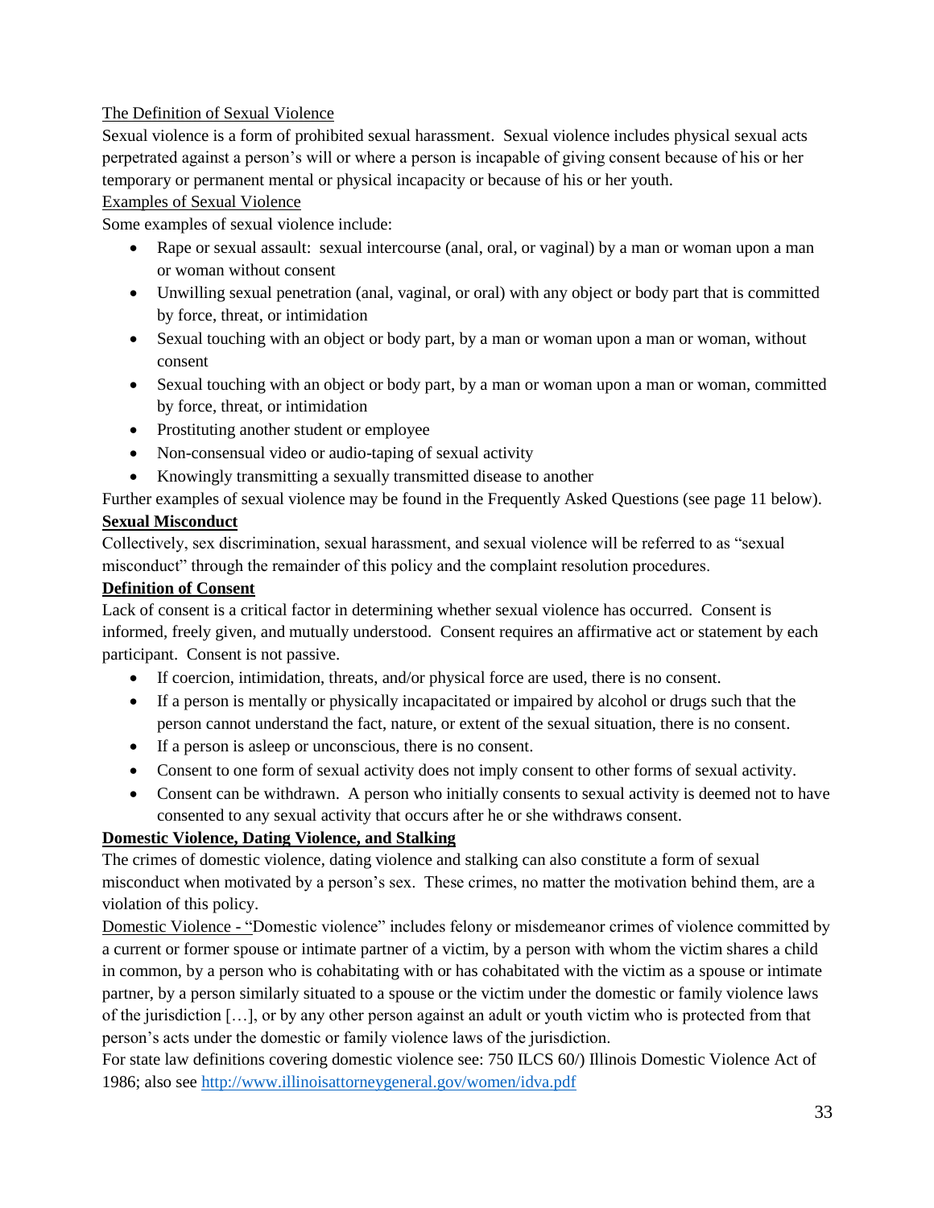The Definition of Sexual Violence

Sexual violence is a form of prohibited sexual harassment. Sexual violence includes physical sexual acts perpetrated against a person's will or where a person is incapable of giving consent because of his or her temporary or permanent mental or physical incapacity or because of his or her youth.

Examples of Sexual Violence

Some examples of sexual violence include:

- Rape or sexual assault: sexual intercourse (anal, oral, or vaginal) by a man or woman upon a man or woman without consent
- Unwilling sexual penetration (anal, vaginal, or oral) with any object or body part that is committed by force, threat, or intimidation
- Sexual touching with an object or body part, by a man or woman upon a man or woman, without consent
- Sexual touching with an object or body part, by a man or woman upon a man or woman, committed by force, threat, or intimidation
- Prostituting another student or employee
- Non-consensual video or audio-taping of sexual activity
- Knowingly transmitting a sexually transmitted disease to another

Further examples of sexual violence may be found in the Frequently Asked Questions (see page 11 below).

**Sexual Misconduct**

Collectively, sex discrimination, sexual harassment, and sexual violence will be referred to as "sexual misconduct" through the remainder of this policy and the complaint resolution procedures.

**Definition of Consent**

Lack of consent is a critical factor in determining whether sexual violence has occurred. Consent is informed, freely given, and mutually understood. Consent requires an affirmative act or statement by each participant. Consent is not passive.

- If coercion, intimidation, threats, and/or physical force are used, there is no consent.
- If a person is mentally or physically incapacitated or impaired by alcohol or drugs such that the person cannot understand the fact, nature, or extent of the sexual situation, there is no consent.
- If a person is asleep or unconscious, there is no consent.
- Consent to one form of sexual activity does not imply consent to other forms of sexual activity.
- Consent can be withdrawn. A person who initially consents to sexual activity is deemed not to have consented to any sexual activity that occurs after he or she withdraws consent.

**Domestic Violence, Dating Violence, and Stalking**

The crimes of domestic violence, dating violence and stalking can also constitute a form of sexual misconduct when motivated by a person's sex. These crimes, no matter the motivation behind them, are a violation of this policy.

Domestic Violence - "Domestic violence" includes felony or misdemeanor crimes of violence committed by a current or former spouse or intimate partner of a victim, by a person with whom the victim shares a child in common, by a person who is cohabitating with or has cohabitated with the victim as a spouse or intimate partner, by a person similarly situated to a spouse or the victim under the domestic or family violence laws of the jurisdiction […], or by any other person against an adult or youth victim who is protected from that person's acts under the domestic or family violence laws of the jurisdiction.

For state law definitions covering domestic violence see: 750 ILCS 60/) Illinois Domestic Violence Act of 1986; also see http://www.illinoisattorneygeneral.gov/women/idva.pdf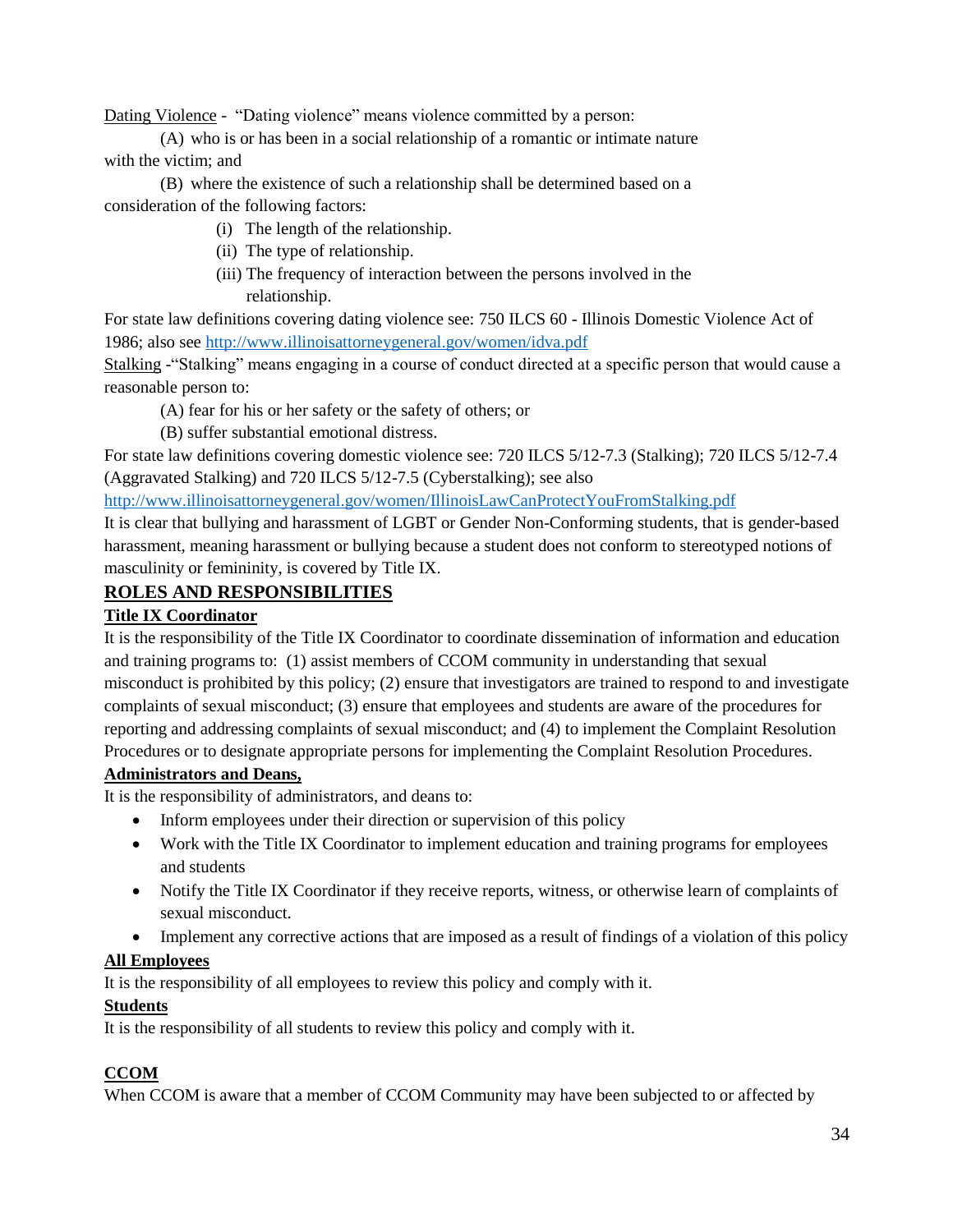Dating Violence - "Dating violence" means violence committed by a person:

(A) who is or has been in a social relationship of a romantic or intimate nature with the victim; and

(B) where the existence of such a relationship shall be determined based on a consideration of the following factors:

(i) The length of the relationship.
(ii) The type of relationship.
(iii) The frequency of interaction between the persons involved in the relationship.

For state law definitions covering dating violence see: 750 ILCS 60 - Illinois Domestic Violence Act of 1986; also see http://www.illinoisattorneygeneral.gov/women/idva.pdf

Stalking -"Stalking" means engaging in a course of conduct directed at a specific person that would cause a reasonable person to:

(A) fear for his or her safety or the safety of others; or

(B) suffer substantial emotional distress.

For state law definitions covering domestic violence see: 720 ILCS 5/12-7.3 (Stalking); 720 ILCS 5/12-7.4 (Aggravated Stalking) and 720 ILCS 5/12-7.5 (Cyberstalking); see also http://www.illinoisattorneygeneral.gov/women/IllinoisLawCanProtectYouFromStalking.pdf

It is clear that bullying and harassment of LGBT or Gender Non-Conforming students, that is gender-based harassment, meaning harassment or bullying because a student does not conform to stereotyped notions of masculinity or femininity, is covered by Title IX.

## ROLES AND RESPONSIBILITIES

### Title IX Coordinator

It is the responsibility of the Title IX Coordinator to coordinate dissemination of information and education and training programs to: (1) assist members of CCOM community in understanding that sexual misconduct is prohibited by this policy; (2) ensure that investigators are trained to respond to and investigate complaints of sexual misconduct; (3) ensure that employees and students are aware of the procedures for reporting and addressing complaints of sexual misconduct; and (4) to implement the Complaint Resolution Procedures or to designate appropriate persons for implementing the Complaint Resolution Procedures.

### Administrators and Deans,

It is the responsibility of administrators, and deans to:

- Inform employees under their direction or supervision of this policy
- Work with the Title IX Coordinator to implement education and training programs for employees and students
- Notify the Title IX Coordinator if they receive reports, witness, or otherwise learn of complaints of sexual misconduct.
- Implement any corrective actions that are imposed as a result of findings of a violation of this policy

### All Employees

It is the responsibility of all employees to review this policy and comply with it.

### Students

It is the responsibility of all students to review this policy and comply with it.

### CCOM

When CCOM is aware that a member of CCOM Community may have been subjected to or affected by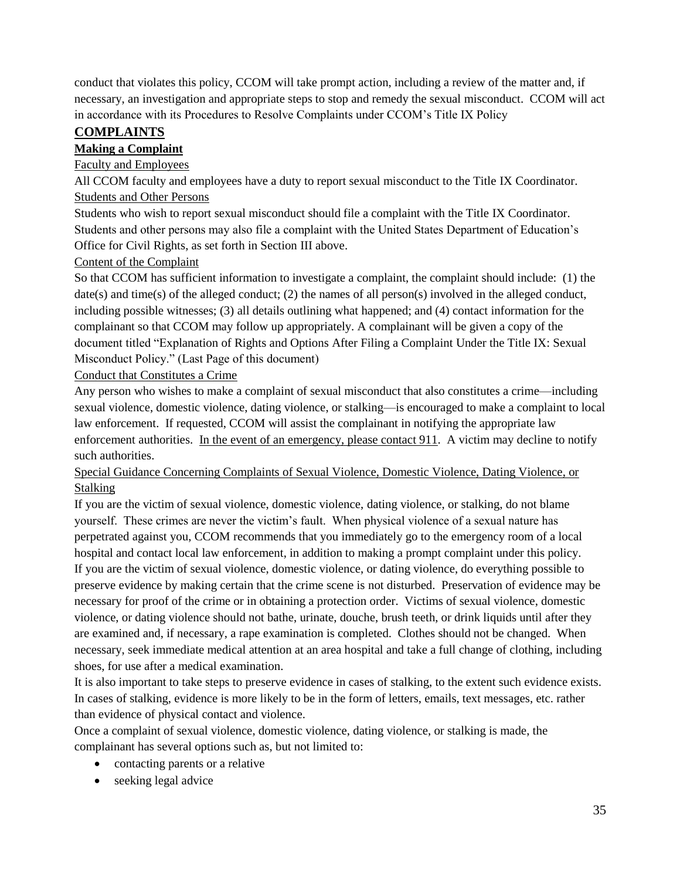conduct that violates this policy, CCOM will take prompt action, including a review of the matter and, if necessary, an investigation and appropriate steps to stop and remedy the sexual misconduct. CCOM will act in accordance with its Procedures to Resolve Complaints under CCOM's Title IX Policy

## COMPLAINTS

### Making a Complaint

Faculty and Employees

All CCOM faculty and employees have a duty to report sexual misconduct to the Title IX Coordinator.

Students and Other Persons

Students who wish to report sexual misconduct should file a complaint with the Title IX Coordinator. Students and other persons may also file a complaint with the United States Department of Education's Office for Civil Rights, as set forth in Section III above.

Content of the Complaint

So that CCOM has sufficient information to investigate a complaint, the complaint should include: (1) the date(s) and time(s) of the alleged conduct; (2) the names of all person(s) involved in the alleged conduct, including possible witnesses; (3) all details outlining what happened; and (4) contact information for the complainant so that CCOM may follow up appropriately. A complainant will be given a copy of the document titled "Explanation of Rights and Options After Filing a Complaint Under the Title IX: Sexual Misconduct Policy." (Last Page of this document)

Conduct that Constitutes a Crime

Any person who wishes to make a complaint of sexual misconduct that also constitutes a crime—including sexual violence, domestic violence, dating violence, or stalking—is encouraged to make a complaint to local law enforcement. If requested, CCOM will assist the complainant in notifying the appropriate law enforcement authorities. In the event of an emergency, please contact 911. A victim may decline to notify such authorities.

Special Guidance Concerning Complaints of Sexual Violence, Domestic Violence, Dating Violence, or Stalking

If you are the victim of sexual violence, domestic violence, dating violence, or stalking, do not blame yourself. These crimes are never the victim's fault. When physical violence of a sexual nature has perpetrated against you, CCOM recommends that you immediately go to the emergency room of a local hospital and contact local law enforcement, in addition to making a prompt complaint under this policy. If you are the victim of sexual violence, domestic violence, or dating violence, do everything possible to preserve evidence by making certain that the crime scene is not disturbed. Preservation of evidence may be necessary for proof of the crime or in obtaining a protection order. Victims of sexual violence, domestic violence, or dating violence should not bathe, urinate, douche, brush teeth, or drink liquids until after they are examined and, if necessary, a rape examination is completed. Clothes should not be changed. When necessary, seek immediate medical attention at an area hospital and take a full change of clothing, including shoes, for use after a medical examination.

It is also important to take steps to preserve evidence in cases of stalking, to the extent such evidence exists. In cases of stalking, evidence is more likely to be in the form of letters, emails, text messages, etc. rather than evidence of physical contact and violence.

Once a complaint of sexual violence, domestic violence, dating violence, or stalking is made, the complainant has several options such as, but not limited to:

- contacting parents or a relative
- seeking legal advice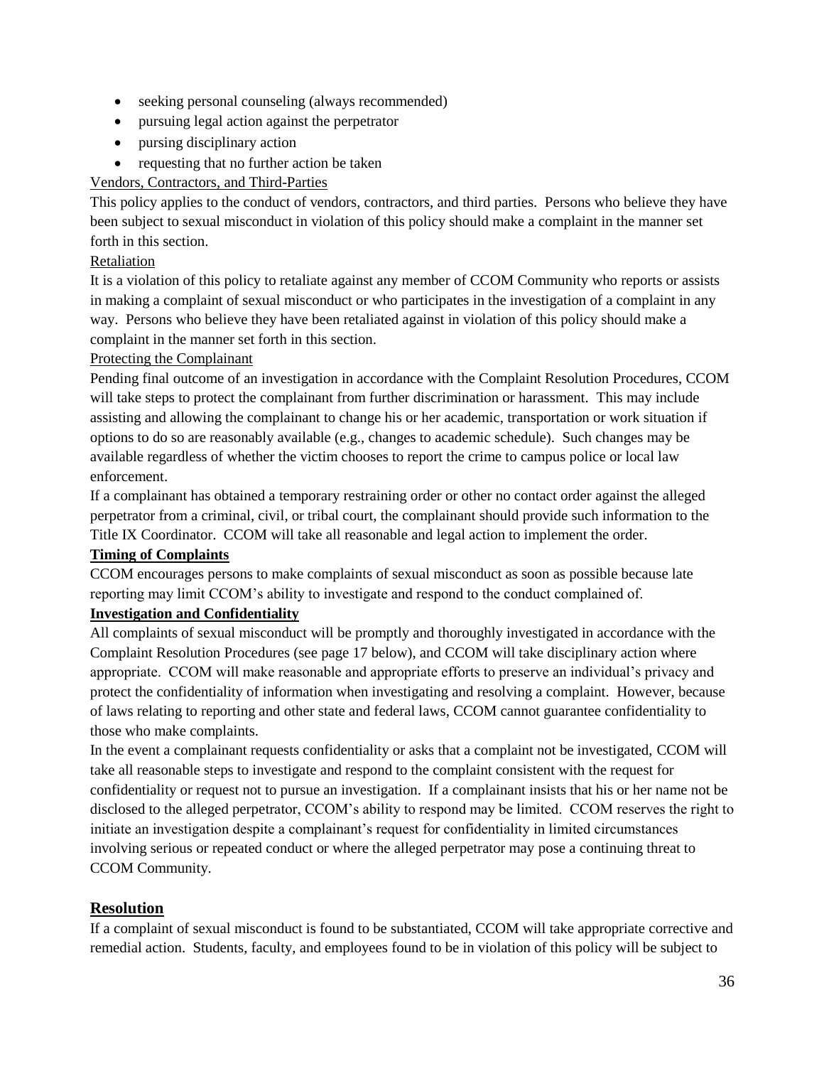- seeking personal counseling (always recommended)
- pursuing legal action against the perpetrator
- pursing disciplinary action
- requesting that no further action be taken

Vendors, Contractors, and Third-Parties

This policy applies to the conduct of vendors, contractors, and third parties. Persons who believe they have been subject to sexual misconduct in violation of this policy should make a complaint in the manner set forth in this section.

Retaliation

It is a violation of this policy to retaliate against any member of CCOM Community who reports or assists in making a complaint of sexual misconduct or who participates in the investigation of a complaint in any way. Persons who believe they have been retaliated against in violation of this policy should make a complaint in the manner set forth in this section.

Protecting the Complainant

Pending final outcome of an investigation in accordance with the Complaint Resolution Procedures, CCOM will take steps to protect the complainant from further discrimination or harassment. This may include assisting and allowing the complainant to change his or her academic, transportation or work situation if options to do so are reasonably available (e.g., changes to academic schedule). Such changes may be available regardless of whether the victim chooses to report the crime to campus police or local law enforcement.

If a complainant has obtained a temporary restraining order or other no contact order against the alleged perpetrator from a criminal, civil, or tribal court, the complainant should provide such information to the Title IX Coordinator. CCOM will take all reasonable and legal action to implement the order.

**Timing of Complaints**

CCOM encourages persons to make complaints of sexual misconduct as soon as possible because late reporting may limit CCOM's ability to investigate and respond to the conduct complained of.

**Investigation and Confidentiality**

All complaints of sexual misconduct will be promptly and thoroughly investigated in accordance with the Complaint Resolution Procedures (see page 17 below), and CCOM will take disciplinary action where appropriate. CCOM will make reasonable and appropriate efforts to preserve an individual's privacy and protect the confidentiality of information when investigating and resolving a complaint. However, because of laws relating to reporting and other state and federal laws, CCOM cannot guarantee confidentiality to those who make complaints.

In the event a complainant requests confidentiality or asks that a complaint not be investigated, CCOM will take all reasonable steps to investigate and respond to the complaint consistent with the request for confidentiality or request not to pursue an investigation. If a complainant insists that his or her name not be disclosed to the alleged perpetrator, CCOM's ability to respond may be limited. CCOM reserves the right to initiate an investigation despite a complainant's request for confidentiality in limited circumstances involving serious or repeated conduct or where the alleged perpetrator may pose a continuing threat to CCOM Community.

## Resolution

If a complaint of sexual misconduct is found to be substantiated, CCOM will take appropriate corrective and remedial action. Students, faculty, and employees found to be in violation of this policy will be subject to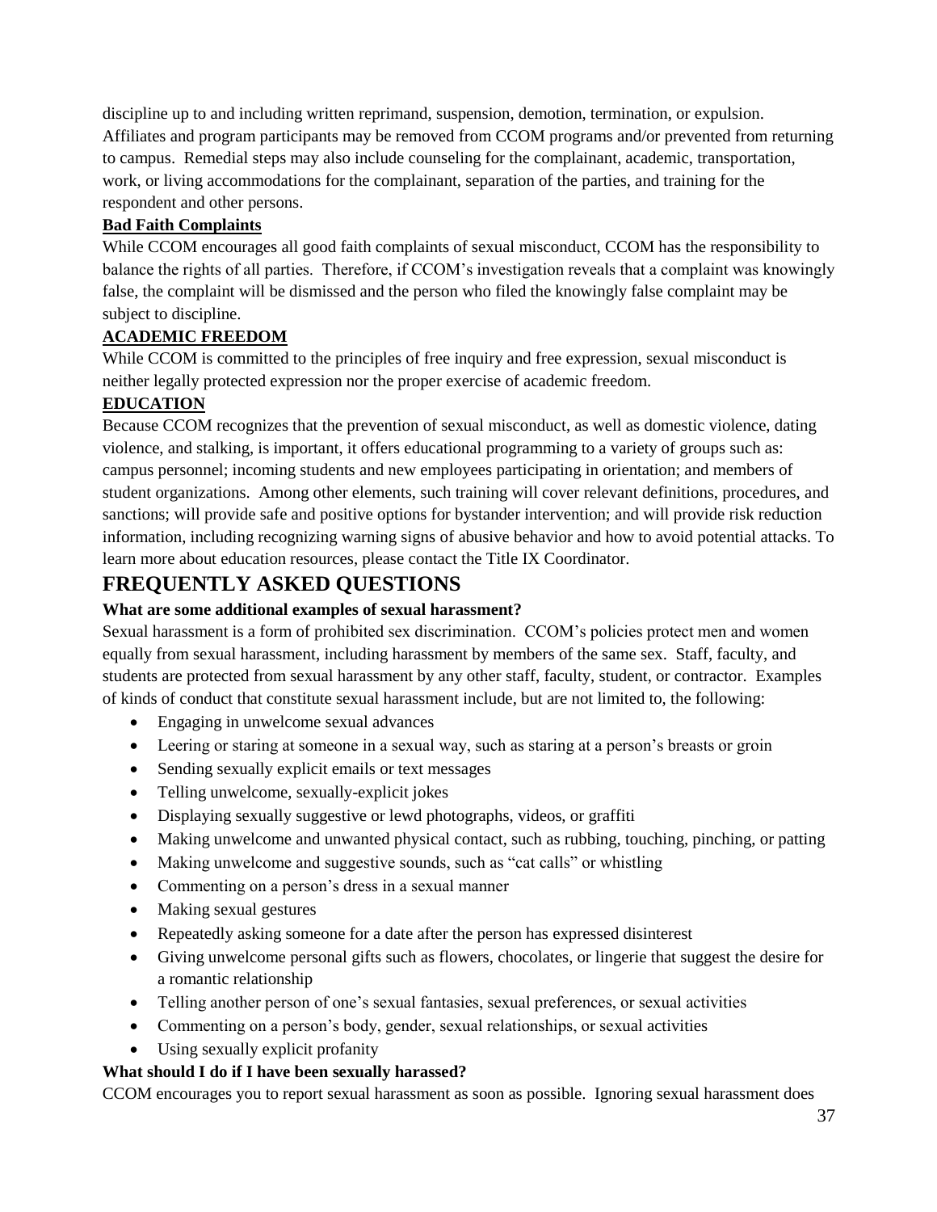discipline up to and including written reprimand, suspension, demotion, termination, or expulsion. Affiliates and program participants may be removed from CCOM programs and/or prevented from returning to campus. Remedial steps may also include counseling for the complainant, academic, transportation, work, or living accommodations for the complainant, separation of the parties, and training for the respondent and other persons.

### Bad Faith Complaints

While CCOM encourages all good faith complaints of sexual misconduct, CCOM has the responsibility to balance the rights of all parties. Therefore, if CCOM's investigation reveals that a complaint was knowingly false, the complaint will be dismissed and the person who filed the knowingly false complaint may be subject to discipline.

### ACADEMIC FREEDOM

While CCOM is committed to the principles of free inquiry and free expression, sexual misconduct is neither legally protected expression nor the proper exercise of academic freedom.

### EDUCATION

Because CCOM recognizes that the prevention of sexual misconduct, as well as domestic violence, dating violence, and stalking, is important, it offers educational programming to a variety of groups such as: campus personnel; incoming students and new employees participating in orientation; and members of student organizations. Among other elements, such training will cover relevant definitions, procedures, and sanctions; will provide safe and positive options for bystander intervention; and will provide risk reduction information, including recognizing warning signs of abusive behavior and how to avoid potential attacks. To learn more about education resources, please contact the Title IX Coordinator.

## FREQUENTLY ASKED QUESTIONS

**What are some additional examples of sexual harassment?**

Sexual harassment is a form of prohibited sex discrimination. CCOM's policies protect men and women equally from sexual harassment, including harassment by members of the same sex. Staff, faculty, and students are protected from sexual harassment by any other staff, faculty, student, or contractor. Examples of kinds of conduct that constitute sexual harassment include, but are not limited to, the following:

- Engaging in unwelcome sexual advances
- Leering or staring at someone in a sexual way, such as staring at a person's breasts or groin
- Sending sexually explicit emails or text messages
- Telling unwelcome, sexually-explicit jokes
- Displaying sexually suggestive or lewd photographs, videos, or graffiti
- Making unwelcome and unwanted physical contact, such as rubbing, touching, pinching, or patting
- Making unwelcome and suggestive sounds, such as "cat calls" or whistling
- Commenting on a person's dress in a sexual manner
- Making sexual gestures
- Repeatedly asking someone for a date after the person has expressed disinterest
- Giving unwelcome personal gifts such as flowers, chocolates, or lingerie that suggest the desire for a romantic relationship
- Telling another person of one's sexual fantasies, sexual preferences, or sexual activities
- Commenting on a person's body, gender, sexual relationships, or sexual activities
- Using sexually explicit profanity

**What should I do if I have been sexually harassed?**

CCOM encourages you to report sexual harassment as soon as possible. Ignoring sexual harassment does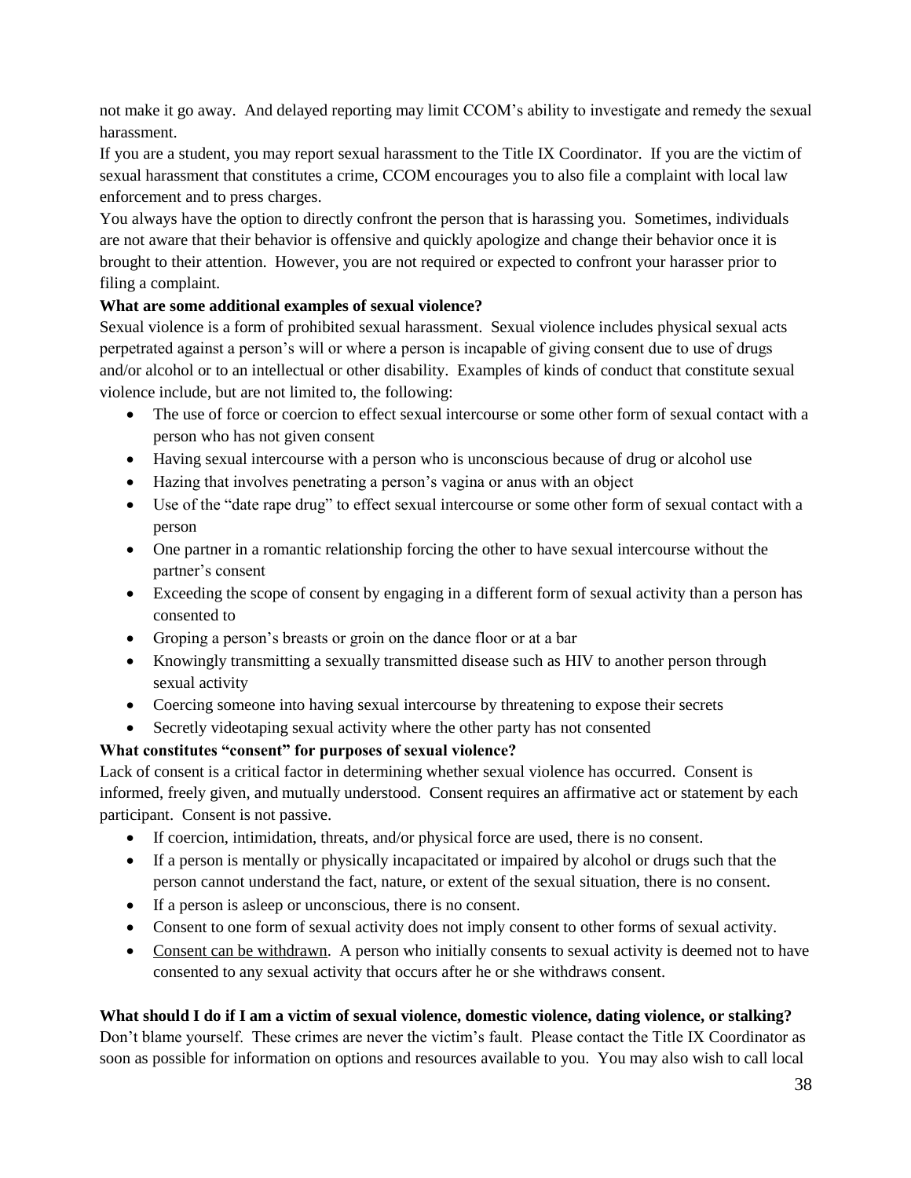not make it go away. And delayed reporting may limit CCOM's ability to investigate and remedy the sexual harassment.

If you are a student, you may report sexual harassment to the Title IX Coordinator. If you are the victim of sexual harassment that constitutes a crime, CCOM encourages you to also file a complaint with local law enforcement and to press charges.

You always have the option to directly confront the person that is harassing you. Sometimes, individuals are not aware that their behavior is offensive and quickly apologize and change their behavior once it is brought to their attention. However, you are not required or expected to confront your harasser prior to filing a complaint.

**What are some additional examples of sexual violence?**

Sexual violence is a form of prohibited sexual harassment. Sexual violence includes physical sexual acts perpetrated against a person's will or where a person is incapable of giving consent due to use of drugs and/or alcohol or to an intellectual or other disability. Examples of kinds of conduct that constitute sexual violence include, but are not limited to, the following:

- The use of force or coercion to effect sexual intercourse or some other form of sexual contact with a person who has not given consent
- Having sexual intercourse with a person who is unconscious because of drug or alcohol use
- Hazing that involves penetrating a person's vagina or anus with an object
- Use of the "date rape drug" to effect sexual intercourse or some other form of sexual contact with a person
- One partner in a romantic relationship forcing the other to have sexual intercourse without the partner's consent
- Exceeding the scope of consent by engaging in a different form of sexual activity than a person has consented to
- Groping a person's breasts or groin on the dance floor or at a bar
- Knowingly transmitting a sexually transmitted disease such as HIV to another person through sexual activity
- Coercing someone into having sexual intercourse by threatening to expose their secrets
- Secretly videotaping sexual activity where the other party has not consented

**What constitutes "consent" for purposes of sexual violence?**

Lack of consent is a critical factor in determining whether sexual violence has occurred. Consent is informed, freely given, and mutually understood. Consent requires an affirmative act or statement by each participant. Consent is not passive.

- If coercion, intimidation, threats, and/or physical force are used, there is no consent.
- If a person is mentally or physically incapacitated or impaired by alcohol or drugs such that the person cannot understand the fact, nature, or extent of the sexual situation, there is no consent.
- If a person is asleep or unconscious, there is no consent.
- Consent to one form of sexual activity does not imply consent to other forms of sexual activity.
- Consent can be withdrawn. A person who initially consents to sexual activity is deemed not to have consented to any sexual activity that occurs after he or she withdraws consent.

**What should I do if I am a victim of sexual violence, domestic violence, dating violence, or stalking?**

Don't blame yourself. These crimes are never the victim's fault. Please contact the Title IX Coordinator as soon as possible for information on options and resources available to you. You may also wish to call local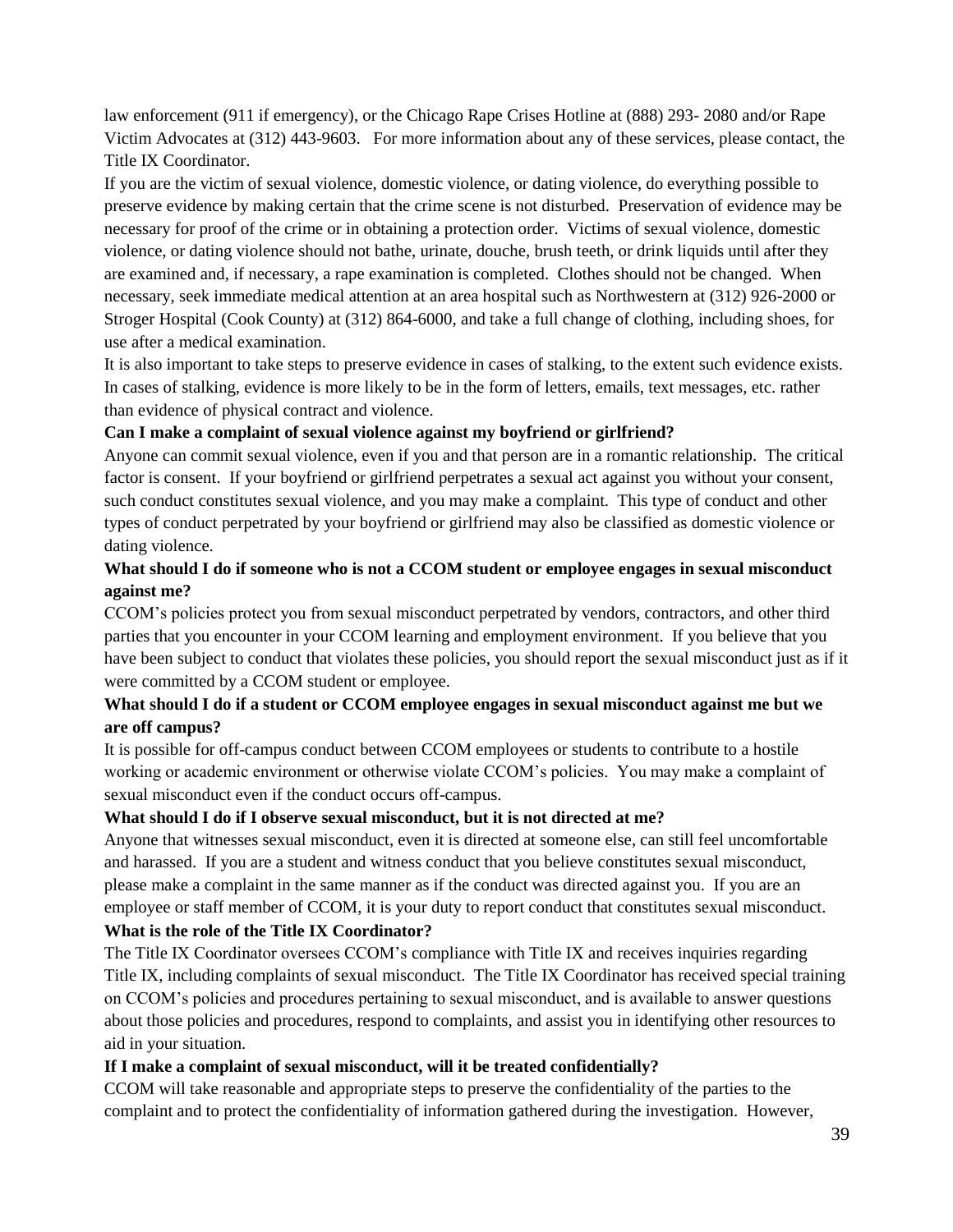law enforcement (911 if emergency), or the Chicago Rape Crises Hotline at (888) 293- 2080 and/or Rape Victim Advocates at (312) 443-9603. For more information about any of these services, please contact, the Title IX Coordinator.

If you are the victim of sexual violence, domestic violence, or dating violence, do everything possible to preserve evidence by making certain that the crime scene is not disturbed. Preservation of evidence may be necessary for proof of the crime or in obtaining a protection order. Victims of sexual violence, domestic violence, or dating violence should not bathe, urinate, douche, brush teeth, or drink liquids until after they are examined and, if necessary, a rape examination is completed. Clothes should not be changed. When necessary, seek immediate medical attention at an area hospital such as Northwestern at (312) 926-2000 or Stroger Hospital (Cook County) at (312) 864-6000, and take a full change of clothing, including shoes, for use after a medical examination.

It is also important to take steps to preserve evidence in cases of stalking, to the extent such evidence exists. In cases of stalking, evidence is more likely to be in the form of letters, emails, text messages, etc. rather than evidence of physical contract and violence.

**Can I make a complaint of sexual violence against my boyfriend or girlfriend?**

Anyone can commit sexual violence, even if you and that person are in a romantic relationship. The critical factor is consent. If your boyfriend or girlfriend perpetrates a sexual act against you without your consent, such conduct constitutes sexual violence, and you may make a complaint. This type of conduct and other types of conduct perpetrated by your boyfriend or girlfriend may also be classified as domestic violence or dating violence.

**What should I do if someone who is not a CCOM student or employee engages in sexual misconduct against me?**

CCOM's policies protect you from sexual misconduct perpetrated by vendors, contractors, and other third parties that you encounter in your CCOM learning and employment environment. If you believe that you have been subject to conduct that violates these policies, you should report the sexual misconduct just as if it were committed by a CCOM student or employee.

**What should I do if a student or CCOM employee engages in sexual misconduct against me but we are off campus?**

It is possible for off-campus conduct between CCOM employees or students to contribute to a hostile working or academic environment or otherwise violate CCOM's policies. You may make a complaint of sexual misconduct even if the conduct occurs off-campus.

**What should I do if I observe sexual misconduct, but it is not directed at me?**

Anyone that witnesses sexual misconduct, even it is directed at someone else, can still feel uncomfortable and harassed. If you are a student and witness conduct that you believe constitutes sexual misconduct, please make a complaint in the same manner as if the conduct was directed against you. If you are an employee or staff member of CCOM, it is your duty to report conduct that constitutes sexual misconduct.

**What is the role of the Title IX Coordinator?**

The Title IX Coordinator oversees CCOM's compliance with Title IX and receives inquiries regarding Title IX, including complaints of sexual misconduct. The Title IX Coordinator has received special training on CCOM's policies and procedures pertaining to sexual misconduct, and is available to answer questions about those policies and procedures, respond to complaints, and assist you in identifying other resources to aid in your situation.

**If I make a complaint of sexual misconduct, will it be treated confidentially?**

CCOM will take reasonable and appropriate steps to preserve the confidentiality of the parties to the complaint and to protect the confidentiality of information gathered during the investigation. However,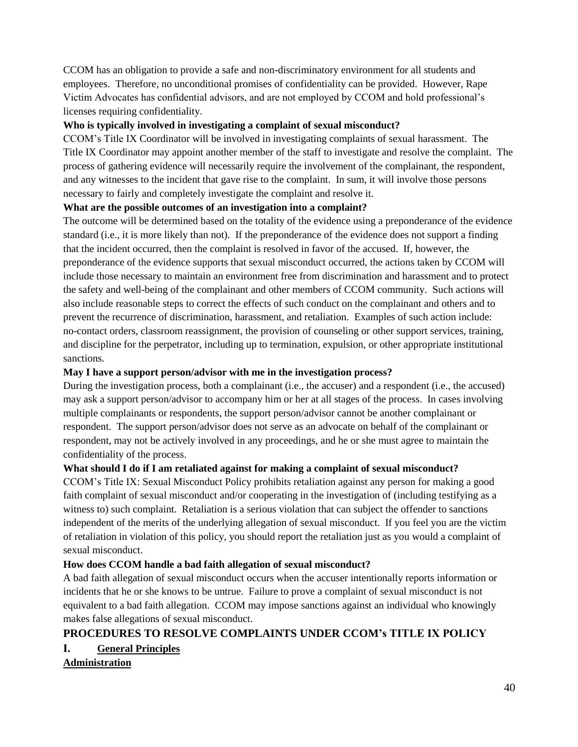CCOM has an obligation to provide a safe and non-discriminatory environment for all students and employees. Therefore, no unconditional promises of confidentiality can be provided. However, Rape Victim Advocates has confidential advisors, and are not employed by CCOM and hold professional's licenses requiring confidentiality.

**Who is typically involved in investigating a complaint of sexual misconduct?**

CCOM's Title IX Coordinator will be involved in investigating complaints of sexual harassment. The Title IX Coordinator may appoint another member of the staff to investigate and resolve the complaint. The process of gathering evidence will necessarily require the involvement of the complainant, the respondent, and any witnesses to the incident that gave rise to the complaint. In sum, it will involve those persons necessary to fairly and completely investigate the complaint and resolve it.

**What are the possible outcomes of an investigation into a complaint?**

The outcome will be determined based on the totality of the evidence using a preponderance of the evidence standard (i.e., it is more likely than not). If the preponderance of the evidence does not support a finding that the incident occurred, then the complaint is resolved in favor of the accused. If, however, the preponderance of the evidence supports that sexual misconduct occurred, the actions taken by CCOM will include those necessary to maintain an environment free from discrimination and harassment and to protect the safety and well-being of the complainant and other members of CCOM community. Such actions will also include reasonable steps to correct the effects of such conduct on the complainant and others and to prevent the recurrence of discrimination, harassment, and retaliation. Examples of such action include: no-contact orders, classroom reassignment, the provision of counseling or other support services, training, and discipline for the perpetrator, including up to termination, expulsion, or other appropriate institutional sanctions.

**May I have a support person/advisor with me in the investigation process?**

During the investigation process, both a complainant (i.e., the accuser) and a respondent (i.e., the accused) may ask a support person/advisor to accompany him or her at all stages of the process. In cases involving multiple complainants or respondents, the support person/advisor cannot be another complainant or respondent. The support person/advisor does not serve as an advocate on behalf of the complainant or respondent, may not be actively involved in any proceedings, and he or she must agree to maintain the confidentiality of the process.

**What should I do if I am retaliated against for making a complaint of sexual misconduct?**

CCOM's Title IX: Sexual Misconduct Policy prohibits retaliation against any person for making a good faith complaint of sexual misconduct and/or cooperating in the investigation of (including testifying as a witness to) such complaint. Retaliation is a serious violation that can subject the offender to sanctions independent of the merits of the underlying allegation of sexual misconduct. If you feel you are the victim of retaliation in violation of this policy, you should report the retaliation just as you would a complaint of sexual misconduct.

**How does CCOM handle a bad faith allegation of sexual misconduct?**

A bad faith allegation of sexual misconduct occurs when the accuser intentionally reports information or incidents that he or she knows to be untrue. Failure to prove a complaint of sexual misconduct is not equivalent to a bad faith allegation. CCOM may impose sanctions against an individual who knowingly makes false allegations of sexual misconduct.

## PROCEDURES TO RESOLVE COMPLAINTS UNDER CCOM's TITLE IX POLICY

### I. General Principles

**Administration**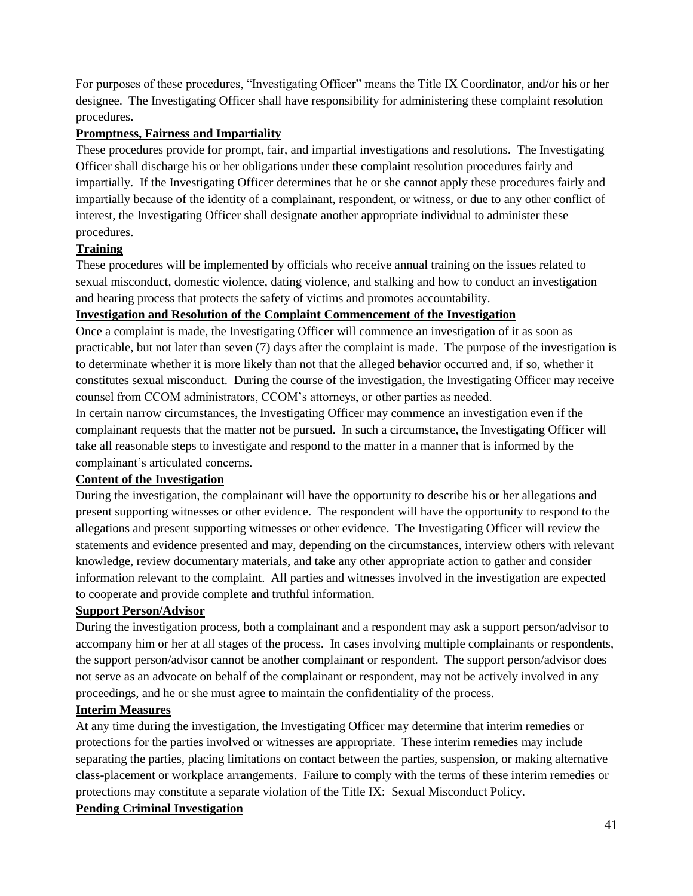For purposes of these procedures, "Investigating Officer" means the Title IX Coordinator, and/or his or her designee. The Investigating Officer shall have responsibility for administering these complaint resolution procedures.

**Promptness, Fairness and Impartiality**

These procedures provide for prompt, fair, and impartial investigations and resolutions. The Investigating Officer shall discharge his or her obligations under these complaint resolution procedures fairly and impartially. If the Investigating Officer determines that he or she cannot apply these procedures fairly and impartially because of the identity of a complainant, respondent, or witness, or due to any other conflict of interest, the Investigating Officer shall designate another appropriate individual to administer these procedures.

**Training**

These procedures will be implemented by officials who receive annual training on the issues related to sexual misconduct, domestic violence, dating violence, and stalking and how to conduct an investigation and hearing process that protects the safety of victims and promotes accountability.

**Investigation and Resolution of the Complaint Commencement of the Investigation**

Once a complaint is made, the Investigating Officer will commence an investigation of it as soon as practicable, but not later than seven (7) days after the complaint is made. The purpose of the investigation is to determinate whether it is more likely than not that the alleged behavior occurred and, if so, whether it constitutes sexual misconduct. During the course of the investigation, the Investigating Officer may receive counsel from CCOM administrators, CCOM's attorneys, or other parties as needed.

In certain narrow circumstances, the Investigating Officer may commence an investigation even if the complainant requests that the matter not be pursued. In such a circumstance, the Investigating Officer will take all reasonable steps to investigate and respond to the matter in a manner that is informed by the complainant's articulated concerns.

**Content of the Investigation**

During the investigation, the complainant will have the opportunity to describe his or her allegations and present supporting witnesses or other evidence. The respondent will have the opportunity to respond to the allegations and present supporting witnesses or other evidence. The Investigating Officer will review the statements and evidence presented and may, depending on the circumstances, interview others with relevant knowledge, review documentary materials, and take any other appropriate action to gather and consider information relevant to the complaint. All parties and witnesses involved in the investigation are expected to cooperate and provide complete and truthful information.

**Support Person/Advisor**

During the investigation process, both a complainant and a respondent may ask a support person/advisor to accompany him or her at all stages of the process. In cases involving multiple complainants or respondents, the support person/advisor cannot be another complainant or respondent. The support person/advisor does not serve as an advocate on behalf of the complainant or respondent, may not be actively involved in any proceedings, and he or she must agree to maintain the confidentiality of the process.

**Interim Measures**

At any time during the investigation, the Investigating Officer may determine that interim remedies or protections for the parties involved or witnesses are appropriate. These interim remedies may include separating the parties, placing limitations on contact between the parties, suspension, or making alternative class-placement or workplace arrangements. Failure to comply with the terms of these interim remedies or protections may constitute a separate violation of the Title IX: Sexual Misconduct Policy.

**Pending Criminal Investigation**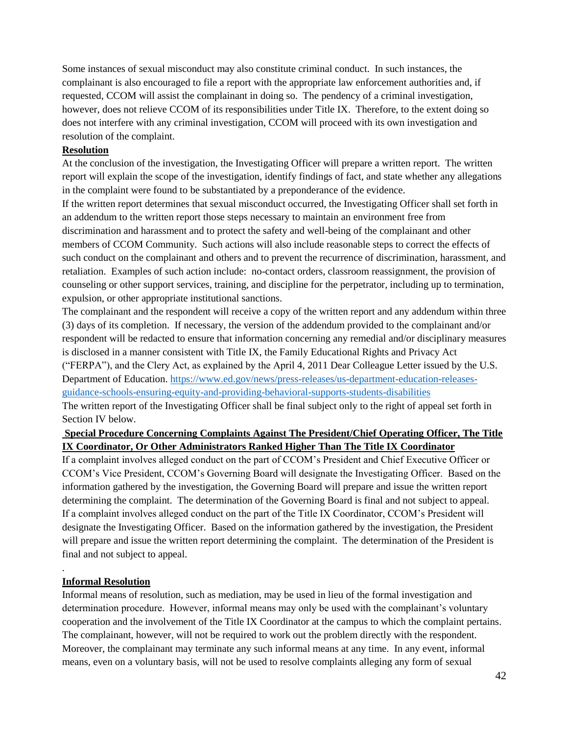Some instances of sexual misconduct may also constitute criminal conduct. In such instances, the complainant is also encouraged to file a report with the appropriate law enforcement authorities and, if requested, CCOM will assist the complainant in doing so. The pendency of a criminal investigation, however, does not relieve CCOM of its responsibilities under Title IX. Therefore, to the extent doing so does not interfere with any criminal investigation, CCOM will proceed with its own investigation and resolution of the complaint.

**Resolution**

At the conclusion of the investigation, the Investigating Officer will prepare a written report. The written report will explain the scope of the investigation, identify findings of fact, and state whether any allegations in the complaint were found to be substantiated by a preponderance of the evidence.

If the written report determines that sexual misconduct occurred, the Investigating Officer shall set forth in an addendum to the written report those steps necessary to maintain an environment free from discrimination and harassment and to protect the safety and well-being of the complainant and other members of CCOM Community. Such actions will also include reasonable steps to correct the effects of such conduct on the complainant and others and to prevent the recurrence of discrimination, harassment, and retaliation. Examples of such action include: no-contact orders, classroom reassignment, the provision of counseling or other support services, training, and discipline for the perpetrator, including up to termination, expulsion, or other appropriate institutional sanctions.

The complainant and the respondent will receive a copy of the written report and any addendum within three (3) days of its completion. If necessary, the version of the addendum provided to the complainant and/or respondent will be redacted to ensure that information concerning any remedial and/or disciplinary measures is disclosed in a manner consistent with Title IX, the Family Educational Rights and Privacy Act ("FERPA"), and the Clery Act, as explained by the April 4, 2011 Dear Colleague Letter issued by the U.S. Department of Education. https://www.ed.gov/news/press-releases/us-department-education-releases-guidance-schools-ensuring-equity-and-providing-behavioral-supports-students-disabilities

The written report of the Investigating Officer shall be final subject only to the right of appeal set forth in Section IV below.

**Special Procedure Concerning Complaints Against The President/Chief Operating Officer, The Title IX Coordinator, Or Other Administrators Ranked Higher Than The Title IX Coordinator**

If a complaint involves alleged conduct on the part of CCOM's President and Chief Executive Officer or CCOM's Vice President, CCOM's Governing Board will designate the Investigating Officer. Based on the information gathered by the investigation, the Governing Board will prepare and issue the written report determining the complaint. The determination of the Governing Board is final and not subject to appeal.

If a complaint involves alleged conduct on the part of the Title IX Coordinator, CCOM's President will designate the Investigating Officer. Based on the information gathered by the investigation, the President will prepare and issue the written report determining the complaint. The determination of the President is final and not subject to appeal.

.

**Informal Resolution**

Informal means of resolution, such as mediation, may be used in lieu of the formal investigation and determination procedure. However, informal means may only be used with the complainant's voluntary cooperation and the involvement of the Title IX Coordinator at the campus to which the complaint pertains. The complainant, however, will not be required to work out the problem directly with the respondent. Moreover, the complainant may terminate any such informal means at any time. In any event, informal means, even on a voluntary basis, will not be used to resolve complaints alleging any form of sexual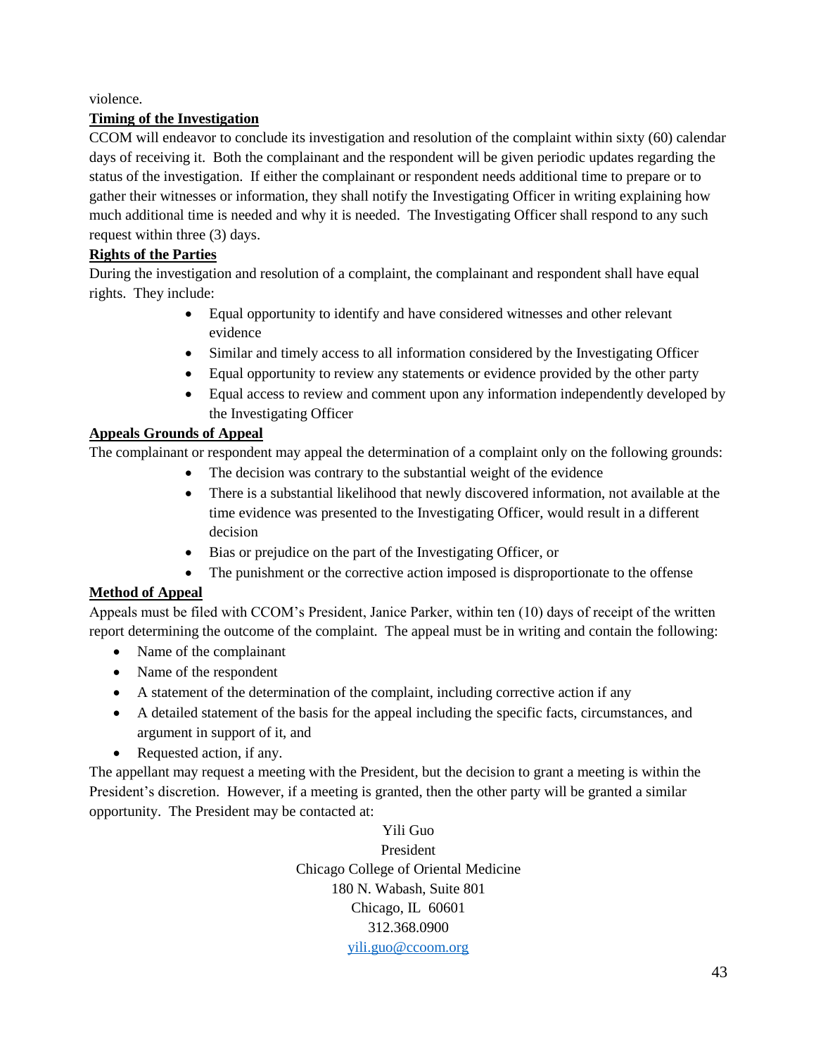violence.

**Timing of the Investigation**

CCOM will endeavor to conclude its investigation and resolution of the complaint within sixty (60) calendar days of receiving it. Both the complainant and the respondent will be given periodic updates regarding the status of the investigation. If either the complainant or respondent needs additional time to prepare or to gather their witnesses or information, they shall notify the Investigating Officer in writing explaining how much additional time is needed and why it is needed. The Investigating Officer shall respond to any such request within three (3) days.

**Rights of the Parties**

During the investigation and resolution of a complaint, the complainant and respondent shall have equal rights. They include:

- Equal opportunity to identify and have considered witnesses and other relevant evidence
- Similar and timely access to all information considered by the Investigating Officer
- Equal opportunity to review any statements or evidence provided by the other party
- Equal access to review and comment upon any information independently developed by the Investigating Officer

**Appeals Grounds of Appeal**

The complainant or respondent may appeal the determination of a complaint only on the following grounds:

- The decision was contrary to the substantial weight of the evidence
- There is a substantial likelihood that newly discovered information, not available at the time evidence was presented to the Investigating Officer, would result in a different decision
- Bias or prejudice on the part of the Investigating Officer, or
- The punishment or the corrective action imposed is disproportionate to the offense

**Method of Appeal**

Appeals must be filed with CCOM's President, Janice Parker, within ten (10) days of receipt of the written report determining the outcome of the complaint. The appeal must be in writing and contain the following:

- Name of the complainant
- Name of the respondent
- A statement of the determination of the complaint, including corrective action if any
- A detailed statement of the basis for the appeal including the specific facts, circumstances, and argument in support of it, and
- Requested action, if any.

The appellant may request a meeting with the President, but the decision to grant a meeting is within the President's discretion. However, if a meeting is granted, then the other party will be granted a similar opportunity. The President may be contacted at:

Yili Guo
President
Chicago College of Oriental Medicine
180 N. Wabash, Suite 801
Chicago, IL 60601
312.368.0900
yili.guo@ccoom.org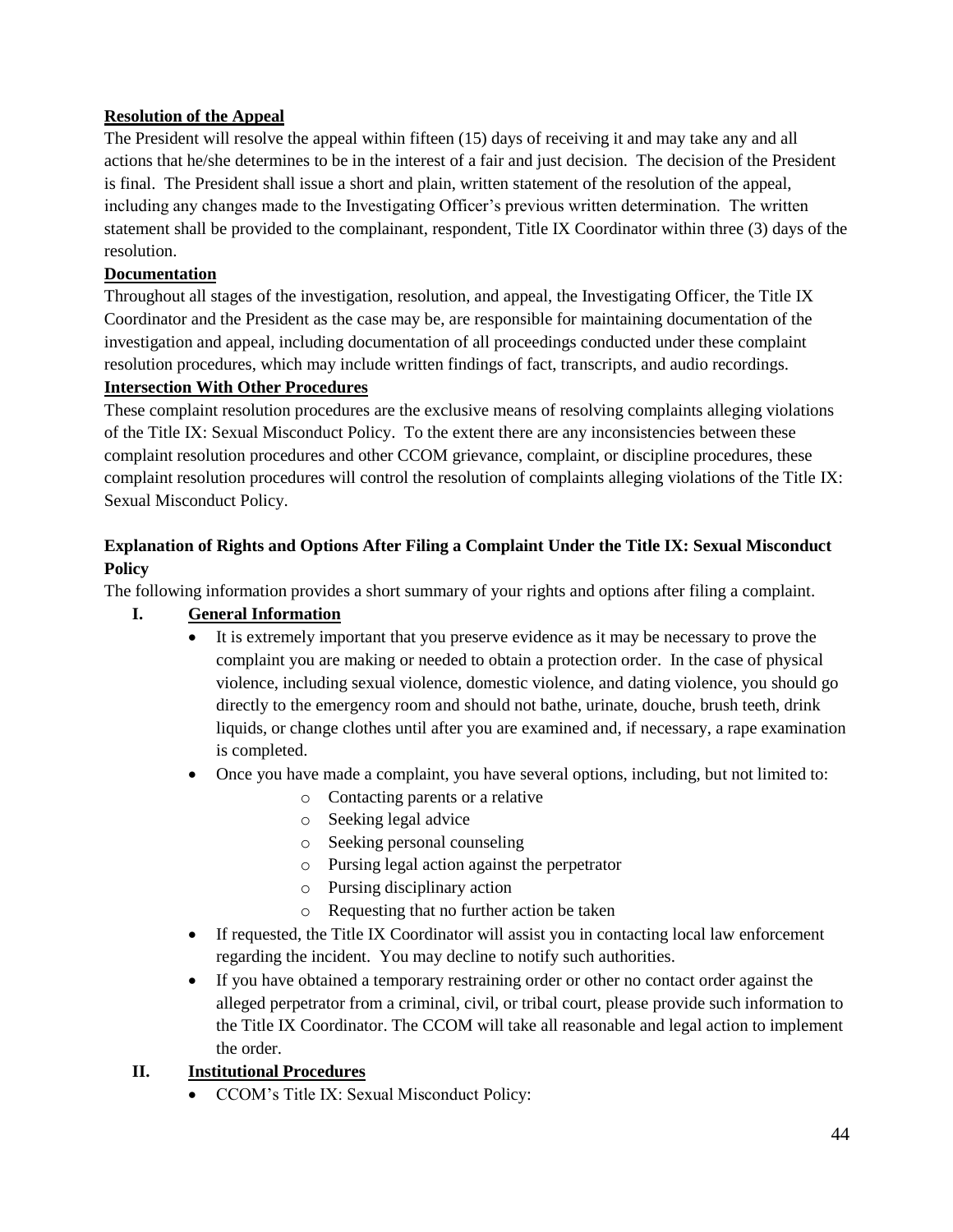**Resolution of the Appeal**

The President will resolve the appeal within fifteen (15) days of receiving it and may take any and all actions that he/she determines to be in the interest of a fair and just decision. The decision of the President is final. The President shall issue a short and plain, written statement of the resolution of the appeal, including any changes made to the Investigating Officer's previous written determination. The written statement shall be provided to the complainant, respondent, Title IX Coordinator within three (3) days of the resolution.

**Documentation**

Throughout all stages of the investigation, resolution, and appeal, the Investigating Officer, the Title IX Coordinator and the President as the case may be, are responsible for maintaining documentation of the investigation and appeal, including documentation of all proceedings conducted under these complaint resolution procedures, which may include written findings of fact, transcripts, and audio recordings.

**Intersection With Other Procedures**

These complaint resolution procedures are the exclusive means of resolving complaints alleging violations of the Title IX: Sexual Misconduct Policy. To the extent there are any inconsistencies between these complaint resolution procedures and other CCOM grievance, complaint, or discipline procedures, these complaint resolution procedures will control the resolution of complaints alleging violations of the Title IX: Sexual Misconduct Policy.

**Explanation of Rights and Options After Filing a Complaint Under the Title IX: Sexual Misconduct Policy**

The following information provides a short summary of your rights and options after filing a complaint.

**I. General Information**

- It is extremely important that you preserve evidence as it may be necessary to prove the complaint you are making or needed to obtain a protection order. In the case of physical violence, including sexual violence, domestic violence, and dating violence, you should go directly to the emergency room and should not bathe, urinate, douche, brush teeth, drink liquids, or change clothes until after you are examined and, if necessary, a rape examination is completed.
- Once you have made a complaint, you have several options, including, but not limited to:
  - Contacting parents or a relative
  - Seeking legal advice
  - Seeking personal counseling
  - Pursing legal action against the perpetrator
  - Pursing disciplinary action
  - Requesting that no further action be taken
- If requested, the Title IX Coordinator will assist you in contacting local law enforcement regarding the incident. You may decline to notify such authorities.
- If you have obtained a temporary restraining order or other no contact order against the alleged perpetrator from a criminal, civil, or tribal court, please provide such information to the Title IX Coordinator. The CCOM will take all reasonable and legal action to implement the order.

**II. Institutional Procedures**

- CCOM's Title IX: Sexual Misconduct Policy: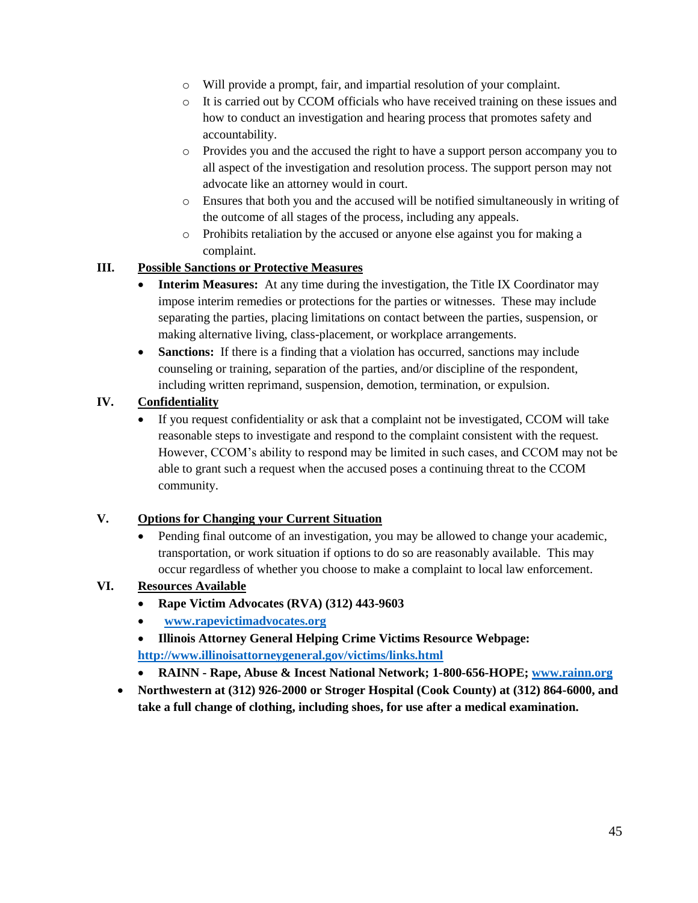- Will provide a prompt, fair, and impartial resolution of your complaint.
- It is carried out by CCOM officials who have received training on these issues and how to conduct an investigation and hearing process that promotes safety and accountability.
- Provides you and the accused the right to have a support person accompany you to all aspect of the investigation and resolution process. The support person may not advocate like an attorney would in court.
- Ensures that both you and the accused will be notified simultaneously in writing of the outcome of all stages of the process, including any appeals.
- Prohibits retaliation by the accused or anyone else against you for making a complaint.

## III. Possible Sanctions or Protective Measures

- **Interim Measures:** At any time during the investigation, the Title IX Coordinator may impose interim remedies or protections for the parties or witnesses. These may include separating the parties, placing limitations on contact between the parties, suspension, or making alternative living, class-placement, or workplace arrangements.
- **Sanctions:** If there is a finding that a violation has occurred, sanctions may include counseling or training, separation of the parties, and/or discipline of the respondent, including written reprimand, suspension, demotion, termination, or expulsion.

## IV. Confidentiality

- If you request confidentiality or ask that a complaint not be investigated, CCOM will take reasonable steps to investigate and respond to the complaint consistent with the request. However, CCOM's ability to respond may be limited in such cases, and CCOM may not be able to grant such a request when the accused poses a continuing threat to the CCOM community.

## V. Options for Changing your Current Situation

- Pending final outcome of an investigation, you may be allowed to change your academic, transportation, or work situation if options to do so are reasonably available. This may occur regardless of whether you choose to make a complaint to local law enforcement.

## VI. Resources Available

- **Rape Victim Advocates (RVA) (312) 443-9603**
- **www.rapevictimadvocates.org**
- **Illinois Attorney General Helping Crime Victims Resource Webpage: http://www.illinoisattorneygeneral.gov/victims/links.html**
- **RAINN - Rape, Abuse & Incest National Network; 1-800-656-HOPE; www.rainn.org**
- **Northwestern at (312) 926-2000 or Stroger Hospital (Cook County) at (312) 864-6000, and take a full change of clothing, including shoes, for use after a medical examination.**